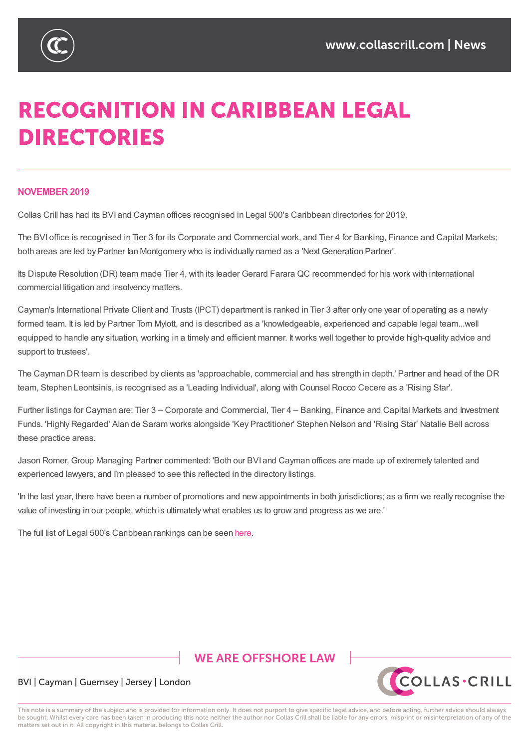# RECOGNITION IN CARIBBEAN LEGAL DIRECTORIES

**NOVEMBER 2019**

Collas Crill has had its BVI and Cayman offices recognised in Legal 500's Caribbean directories for 2019.

The BVI office is recognised in Tier 3 for its Corporate and Commercial work, and Tier 4 for Banking, Finance and Capital Markets; both areas are led by Partner Ian Montgomery who is individually named as a 'Next Generation Partner'.

Its Dispute Resolution (DR) team made Tier 4, with its leader Gerard Farara QC recommended for his work with international commercial litigation and insolvency matters.

Cayman's International Private Client and Trusts (IPCT) department is ranked in Tier 3 after only one year of operating as a newly formed team. It is led by Partner Tom Mylott, and is described as a 'knowledgeable, experienced and capable legal team...well equipped to handle any situation, working in a timely and efficient manner. It works well together to provide high-quality advice and support to trustees'.

The Cayman DR team is described by clients as 'approachable, commercial and has strength in depth.' Partner and head of the DR team, Stephen Leontsinis, is recognised as a 'Leading Individual', along with Counsel Rocco Cecere as a 'Rising Star'.

Further listings for Cayman are: Tier 3 – Corporate and Commercial, Tier 4 – Banking, Finance and Capital Markets and Investment Funds. 'Highly Regarded' Alan de Saram works alongside 'Key Practitioner' Stephen Nelson and 'Rising Star' Natalie Bell across these practice areas.

Jason Romer, Group Managing Partner commented: 'Both our BVI and Cayman offices are made up of extremely talented and experienced lawyers, and I'm pleased to see this reflected in the directory listings.

'In the last year, there have been a number of promotions and new appointments in both jurisdictions; as a firm we really recognise the value of investing in our people, which is ultimately what enables us to grow and progress as we are.'

The full list of Legal 500's Caribbean rankings can be seen here.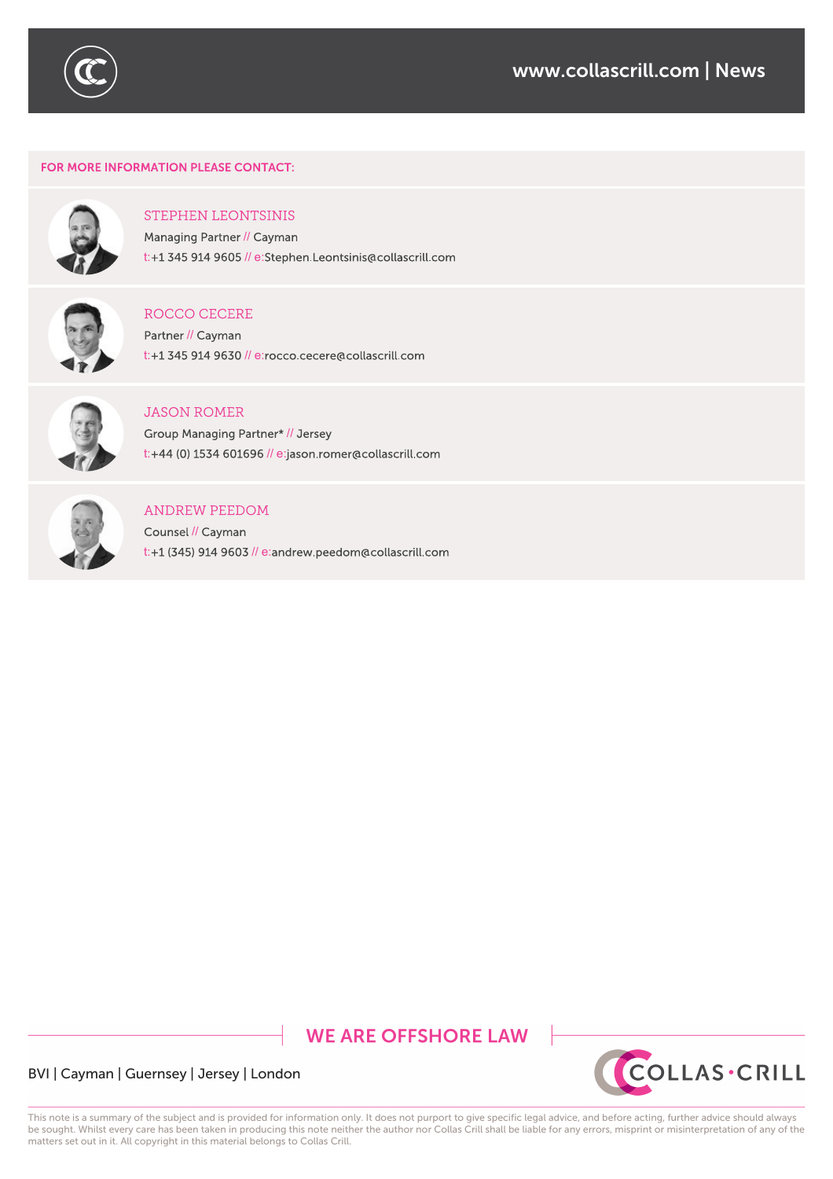**FOR MORE INFORMATION PLEASE CONTACT:**

**STEPHEN LEONTSINIS**
Managing Partner // Cayman
t:+1 345 914 9605 // e:Stephen.Leontsinis@collascrill.com

**ROCCO CECERE**
Partner // Cayman
t:+1 345 914 9630 // e:rocco.cecere@collascrill.com

**JASON ROMER**
Group Managing Partner* // Jersey
t:+44 (0) 1534 601696 // e:jason.romer@collascrill.com

**ANDREW PEEDOM**
Counsel // Cayman
t:+1 (345) 914 9603 // e:andrew.peedom@collascrill.com

**WE ARE OFFSHORE LAW**

BVI | Cayman | Guernsey | Jersey | London

COLLAS·CRILL

This note is a summary of the subject and is provided for information only. It does not purport to give specific legal advice, and before acting, further advice should always be sought. Whilst every care has been taken in producing this note neither the author nor Collas Crill shall be liable for any errors, misprint or misinterpretation of any of the matters set out in it. All copyright in this material belongs to Collas Crill.